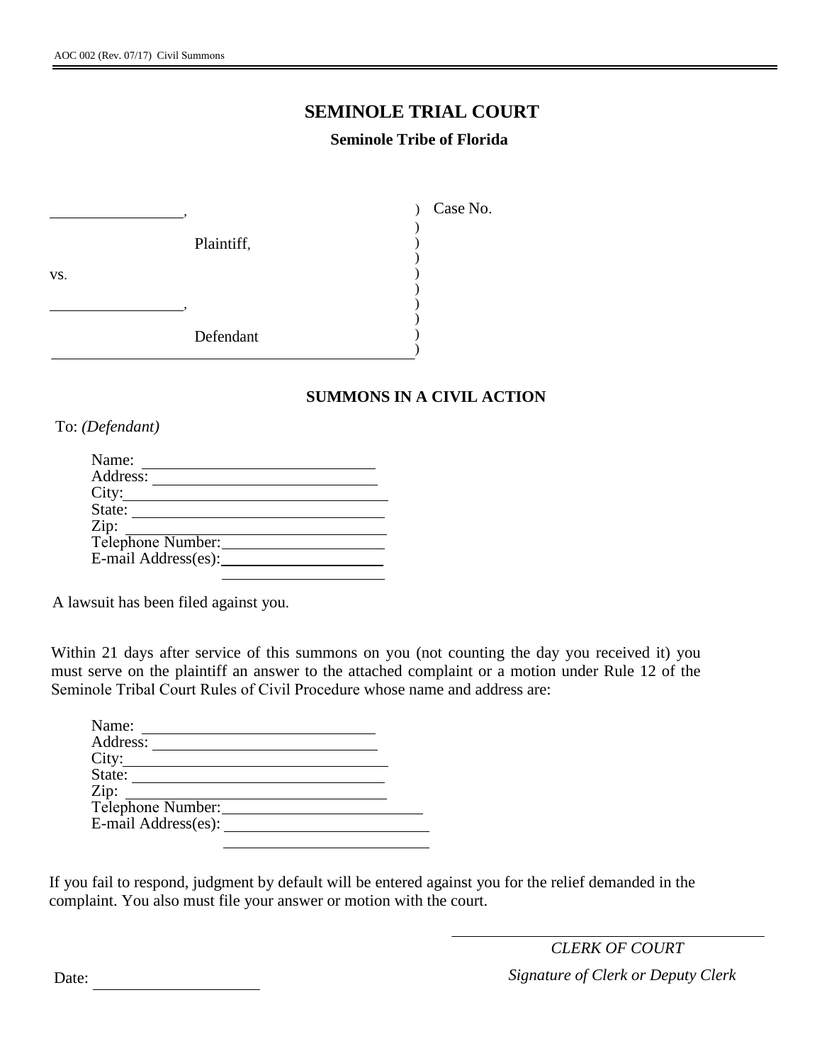# SEMINOLE TRIAL COURT

## Seminole Tribe of Florida

| | |
|---|---|
| ________________, | Case No. |
| Plaintiff, | |
| vs. | |
| ________________, | |
| Defendant | |

### SUMMONS IN A CIVIL ACTION

To: *(Defendant)*

Name: ____________________________
Address: ____________________________
City: ____________________________
State: ____________________________
Zip: ____________________________
Telephone Number: ____________________
E-mail Address(es): ____________________
____________________

A lawsuit has been filed against you.

Within 21 days after service of this summons on you (not counting the day you received it) you must serve on the plaintiff an answer to the attached complaint or a motion under Rule 12 of the Seminole Tribal Court Rules of Civil Procedure whose name and address are:

Name: ____________________________
Address: ____________________________
City: ____________________________
State: ____________________________
Zip: ____________________________
Telephone Number: ____________________
E-mail Address(es): ____________________
____________________

If you fail to respond, judgment by default will be entered against you for the relief demanded in the complaint. You also must file your answer or motion with the court.

____________________________
*CLERK OF COURT*

Date: ____________________
*Signature of Clerk or Deputy Clerk*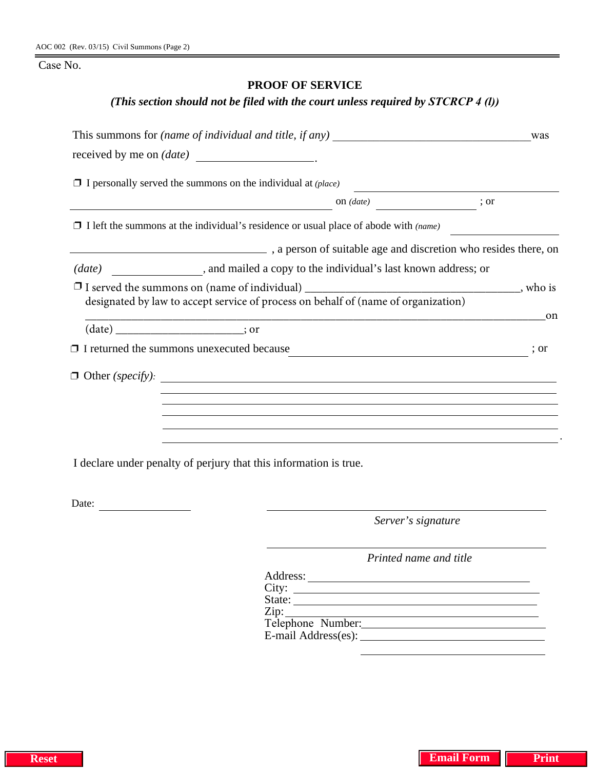Case No.

## PROOF OF SERVICE

***(This section should not be filed with the court unless required by STCRCP 4 (l))***

This summons for *(name of individual and title, if any)* ________________________ was received by me on *(date)* ______________.

❒ I personally served the summons on the individual at *(place)* ________________________ on *(date)* ______________ ; or

❒ I left the summons at the individual's residence or usual place of abode with *(name)* ________________________ , a person of suitable age and discretion who resides there, on *(date)* ______________, and mailed a copy to the individual's last known address; or

❒ I served the summons on (name of individual) ________________________, who is designated by law to accept service of process on behalf of (name of organization) ________________________ on (date) ______________; or

❒ I returned the summons unexecuted because ________________________ ; or

❒ Other *(specify)*: ________________________

I declare under penalty of perjury that this information is true.

Date: ______________

________________________
*Server's signature*

________________________
*Printed name and title*

Address: ________________________
City: ________________________
State: ________________________
Zip: ________________________
Telephone Number: ________________________
E-mail Address(es): ________________________

Reset | Email Form | Print